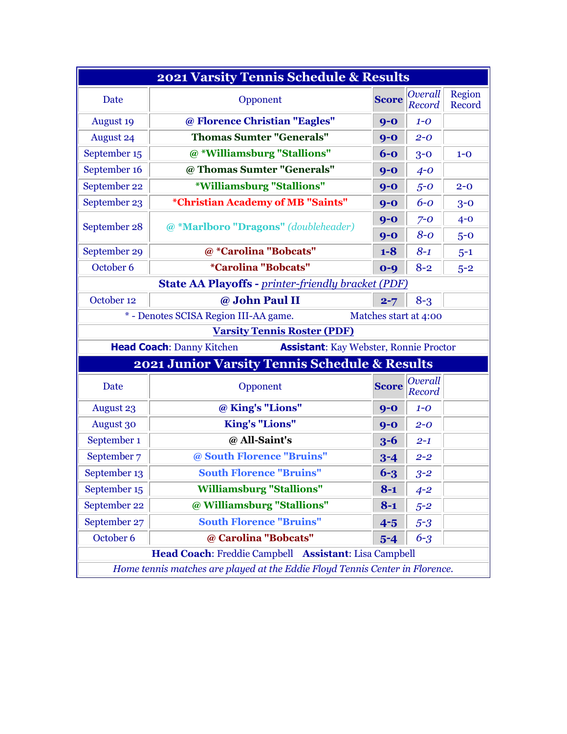## 2021 Varsity Tennis Schedule & Results

| Date | Opponent | Score | *Overall Record* | Region Record |
|---|---|---|---|---|
| August 19 | **@ Florence Christian "Eagles"** | **9-0** | *1-0* | |
| August 24 | **Thomas Sumter "Generals"** | **9-0** | *2-0* | |
| September 15 | **@ *Williamsburg "Stallions"** | **6-0** | 3-0 | 1-0 |
| September 16 | **@ Thomas Sumter "Generals"** | **9-0** | *4-0* | |
| September 22 | ***Williamsburg "Stallions"** | **9-0** | *5-0* | 2-0 |
| September 23 | ***Christian Academy of MB "Saints"** | **9-0** | *6-0* | 3-0 |
| September 28 | **@ *Marlboro "Dragons"** *(doubleheader)* | **9-0** | *7-0* | 4-0 |
| | | **9-0** | *8-0* | 5-0 |
| September 29 | **@ *Carolina "Bobcats"** | **1-8** | *8-1* | 5-1 |
| October 6 | ***Carolina "Bobcats"** | **0-9** | 8-2 | 5-2 |
| **State AA Playoffs** - *printer-friendly bracket (PDF)* | | | | |
| October 12 | **@ John Paul II** | **2-7** | 8-3 | |

* - Denotes SCISA Region III-AA game. Matches start at 4:00

**Varsity Tennis Roster (PDF)**

**Head Coach**: Danny Kitchen **Assistant**: Kay Webster, Ronnie Proctor

## 2021 Junior Varsity Tennis Schedule & Results

| Date | Opponent | Score | *Overall Record* |
|---|---|---|---|
| August 23 | **@ King's "Lions"** | **9-0** | *1-0* |
| August 30 | **King's "Lions"** | **9-0** | *2-0* |
| September 1 | **@ All-Saint's** | **3-6** | *2-1* |
| September 7 | **@ South Florence "Bruins"** | **3-4** | *2-2* |
| September 13 | **South Florence "Bruins"** | **6-3** | *3-2* |
| September 15 | **Williamsburg "Stallions"** | **8-1** | *4-2* |
| September 22 | **@ Williamsburg "Stallions"** | **8-1** | *5-2* |
| September 27 | **South Florence "Bruins"** | **4-5** | *5-3* |
| October 6 | **@ Carolina "Bobcats"** | **5-4** | *6-3* |

**Head Coach**: Freddie Campbell **Assistant**: Lisa Campbell

*Home tennis matches are played at the Eddie Floyd Tennis Center in Florence.*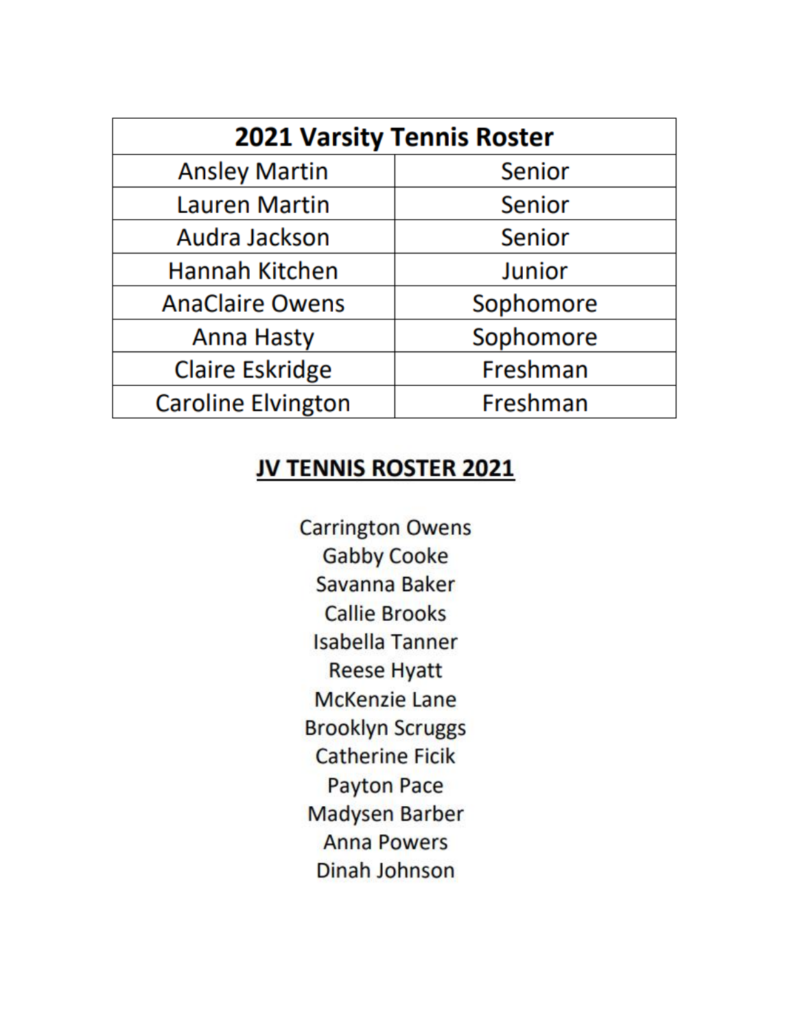| 2021 Varsity Tennis Roster | |
|---|---|
| Ansley Martin | Senior |
| Lauren Martin | Senior |
| Audra Jackson | Senior |
| Hannah Kitchen | Junior |
| AnaClaire Owens | Sophomore |
| Anna Hasty | Sophomore |
| Claire Eskridge | Freshman |
| Caroline Elvington | Freshman |

## JV TENNIS ROSTER 2021

Carrington Owens
Gabby Cooke
Savanna Baker
Callie Brooks
Isabella Tanner
Reese Hyatt
McKenzie Lane
Brooklyn Scruggs
Catherine Ficik
Payton Pace
Madysen Barber
Anna Powers
Dinah Johnson